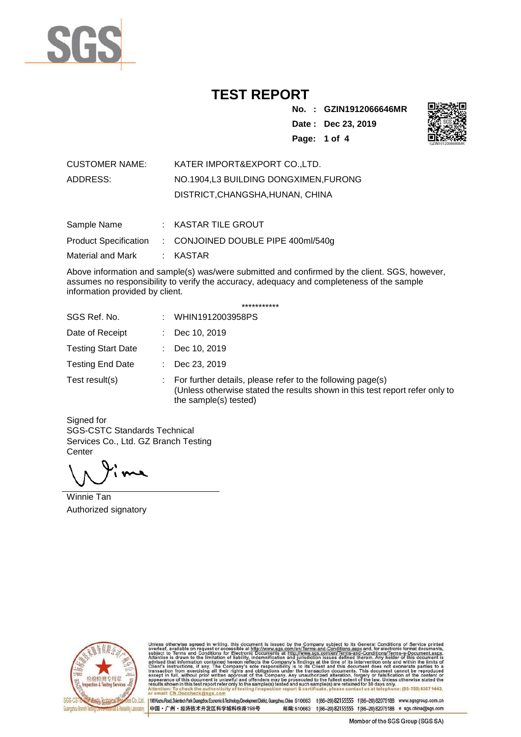# TEST REPORT

**No. : GZIN1912066646MR**
**Date : Dec 23, 2019**

CUSTOMER NAME: KATER IMPORT&EXPORT CO.,LTD.

ADDRESS: NO.1904,L3 BUILDING DONGXIMEN,FURONG DISTRICT,CHANGSHA,HUNAN, CHINA

Sample Name : KASTAR TILE GROUT

Product Specification : CONJOINED DOUBLE PIPE 400ml/540g

Material and Mark : KASTAR

Above information and sample(s) was/were submitted and confirmed by the client. SGS, however, assumes no responsibility to verify the accuracy, adequacy and completeness of the sample information provided by client.

***********

SGS Ref. No. : WHIN1912003958PS

Date of Receipt : Dec 10, 2019

Testing Start Date : Dec 10, 2019

Testing End Date : Dec 23, 2019

Test result(s) : For further details, please refer to the following page(s)
(Unless otherwise stated the results shown in this test report refer only to the sample(s) tested)

Signed for
SGS-CSTC Standards Technical Services Co., Ltd. GZ Branch Testing Center

Winnie Tan
Authorized signatory

Unless otherwise agreed in writing, this document is issued by the Company subject to its General Conditions of Service printed overleaf, available on request or accessible at http://www.sgs.com/en/Terms-and-Conditions.aspx and, for electronic format documents, subject to Terms and Conditions for Electronic Documents at http://www.sgs.com/en/Terms-and-Conditions/Terms-e-Document.aspx. Attention is drawn to the limitation of liability, indemnification and jurisdiction issues defined therein. Any holder of this document is advised that information contained hereon reflects the Company's findings at the time of its intervention only and within the limits of Client's instructions, if any. The Company's sole responsibility is to its Client and this document does not exonerate parties to a transaction from exercising all their rights and obligations under the transaction documents. This document cannot be reproduced except in full, without prior written approval of the Company. Any unauthorized alteration, forgery or falsification of the content or appearance of this document is unlawful and offenders may be prosecuted to the fullest extent of the law. Unless otherwise stated the results shown in this test report refer only to the sample(s) tested and such sample(s) are retained for 30 days only.
Attention: To check the authenticity of testing /inspection report & certificate, please contact us at telephone: (86-755) 8307 1443, or email: CN.Doccheck@sgs.com

198 Kezhu Road, Scientech Park Guangzhou Economic & Technology Development District, Guangzhou, China 510663 t(86-20) 82155555 f(86-20) 82075188 www.sgsgroup.com.cn
中国・广州・经济技术开发区科学城科珠路198号 邮编: 510663 t(86-20) 82155555 f(86-20) 82075188 e sgs.china@sgs.com

Member of the SGS Group (SGS SA)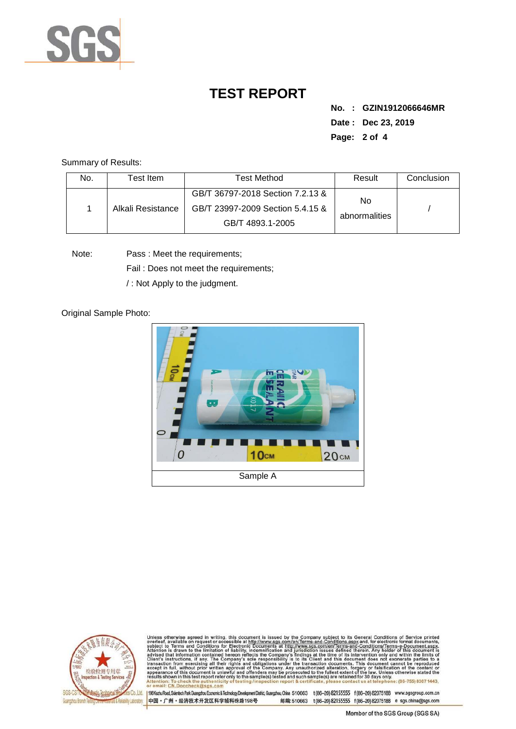# TEST REPORT

**No. : GZIN1912066646MR**

**Date : Dec 23, 2019**

Summary of Results:

| No. | Test Item | Test Method | Result | Conclusion |
|---|---|---|---|---|
| 1 | Alkali Resistance | GB/T 36797-2018 Section 7.2.13 & GB/T 23997-2009 Section 5.4.15 & GB/T 4893.1-2005 | No abnormalities | / |

Note: Pass : Meet the requirements;

Fail : Does not meet the requirements;

/ : Not Apply to the judgment.

Original Sample Photo:

Sample A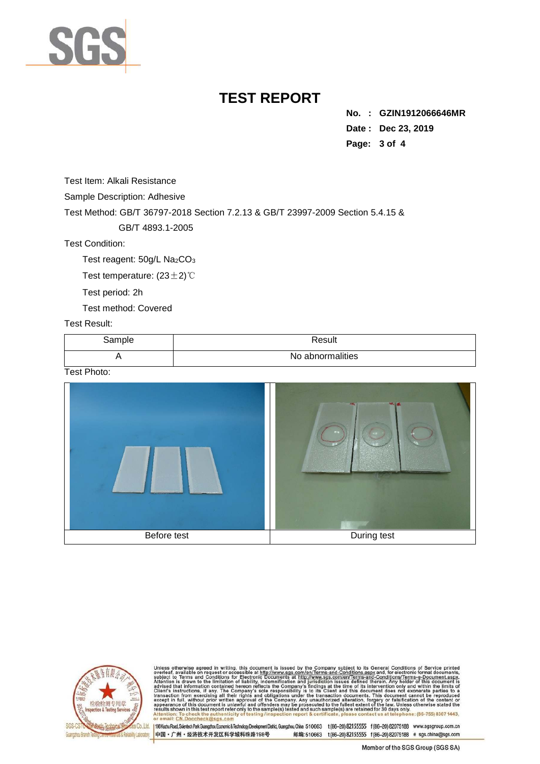# TEST REPORT

**No. : GZIN1912066646MR**

**Date : Dec 23, 2019**

Test Item: Alkali Resistance

Sample Description: Adhesive

Test Method: GB/T 36797-2018 Section 7.2.13 & GB/T 23997-2009 Section 5.4.15 & GB/T 4893.1-2005

Test Condition:

Test reagent: 50g/L $Na_2CO_3$

Test temperature: (23±2)℃

Test period: 2h

Test method: Covered

Test Result:

| Sample | Result |
| --- | --- |
| A | No abnormalities |

Test Photo:

| Before test | During test |
| --- | --- |

Unless otherwise agreed in writing, this document is issued by the Company subject to its General Conditions of Service printed overleaf, available on request or accessible at http://www.sgs.com/en/Terms-and-Conditions.aspx and, for electronic format documents, subject to Terms and Conditions for Electronic Documents at http://www.sgs.com/en/Terms-and-Conditions/Terms-e-Document.aspx. Attention is drawn to the limitation of liability, indemnification and jurisdiction issues defined therein. Any holder of this document is advised that information contained hereon reflects the Company's findings at the time of its intervention only and within the limits of Client's instructions, if any. The Company's sole responsibility is to its Client and this document does not exonerate parties to a transaction from exercising all their rights and obligations under the transaction documents. This document cannot be reproduced except in full, without prior written approval of the Company. Any unauthorized alteration, forgery or falsification of the content or appearance of this document is unlawful and offenders may be prosecuted to the fullest extent of the law. Unless otherwise stated the results shown in this test report refer only to the sample(s) tested and such sample(s) are retained for 30 days only.
Attention: To check the authenticity of testing /inspection report & certificate, please contact us at telephone: (86-755) 8307 1443, or email: CN.Doccheck@sgs.com

198 Kezhu Road, Scientech Park Guangzhou Economic & Technology Development District, Guangzhou, China 510663 t (86–20) 82155555 f (86–20) 82075188 www.sgsgroup.com.cn
中国・广州・经济技术开发区科学城科珠路198号 邮编: 510663 t (86–20) 82155555 f (86–20) 82075188 e sgs.china@sgs.com

Member of the SGS Group (SGS SA)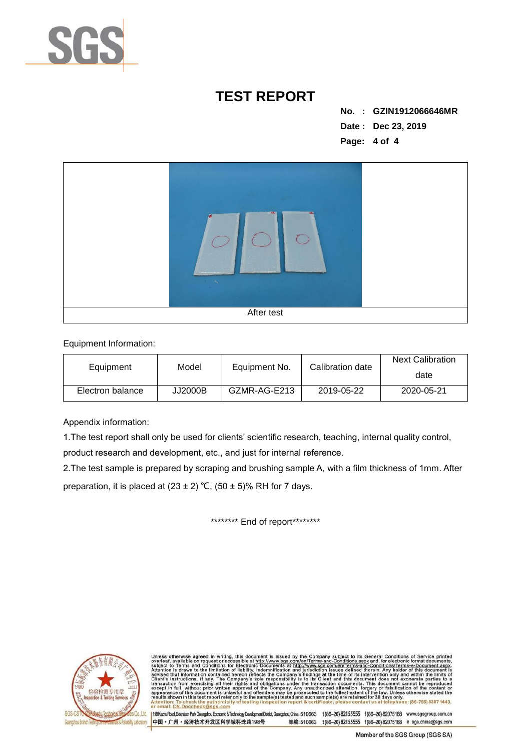# TEST REPORT

**No. : GZIN1912066646MR**
**Date : Dec 23, 2019**

After test

Equipment Information:

| Equipment | Model | Equipment No. | Calibration date | Next Calibration date |
|---|---|---|---|---|
| Electron balance | JJ2000B | GZMR-AG-E213 | 2019-05-22 | 2020-05-21 |

Appendix information:

1.The test report shall only be used for clients' scientific research, teaching, internal quality control, product research and development, etc., and just for internal reference.

2.The test sample is prepared by scraping and brushing sample A, with a film thickness of 1mm. After preparation, it is placed at (23 ± 2) ℃, (50 ± 5)% RH for 7 days.

******** End of report********

Unless otherwise agreed in writing, this document is issued by the Company subject to its General Conditions of Service printed overleaf, available on request or accessible at http://www.sgs.com/en/Terms-and-Conditions.aspx and, for electronic format documents, subject to Terms and Conditions for Electronic Documents at http://www.sgs.com/en/Terms-and-Conditions/Terms-e-Document.aspx. Attention is drawn to the limitation of liability, indemnification and jurisdiction issues defined therein. Any holder of this document is advised that information contained hereon reflects the Company's findings at the time of its intervention only and within the limits of Client's instructions, if any. The Company's sole responsibility is to its Client and this document does not exonerate parties to a transaction from exercising all their rights and obligations under the transaction documents. This document cannot be reproduced except in full, without prior written approval of the Company. Any unauthorized alteration, forgery or falsification of the content or appearance of this document is unlawful and offenders may be prosecuted to the fullest extent of the law. Unless otherwise stated the results shown in this test report refer only to the sample(s) tested and such sample(s) are retained for 30 days only.
Attention: To check the authenticity of testing /inspection report & certificate, please contact us at telephone: (86-755) 8307 1443, or email: CN.Doccheck@sgs.com

198 Kezhu Road, Scientech Park Guangzhou Economic & Technology Development District, Guangzhou, China 510663 t(86–20) 82155555 f(86–20) 82075188 www.sgsgroup.com.cn
中国・广州・经济技术开发区科学城科珠路198号 邮编: 510663 t(86–20) 82155555 f(86–20) 82075188 e sgs.china@sgs.com

Member of the SGS Group (SGS SA)